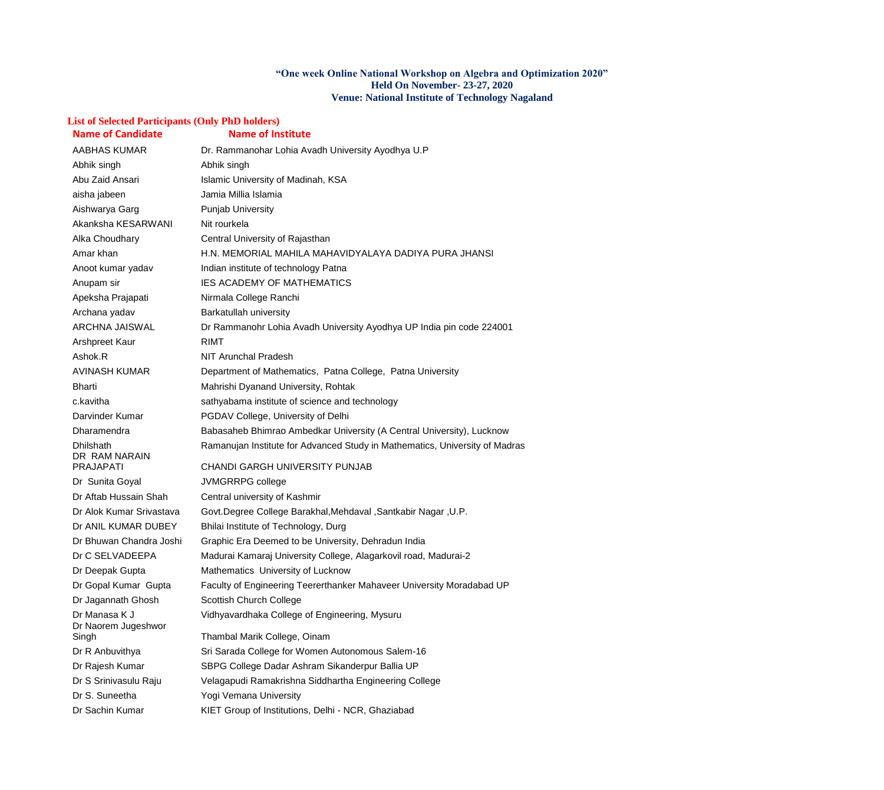**"One week Online National Workshop on Algebra and Optimization 2020"**
**Held On November- 23-27, 2020**
**Venue: National Institute of Technology Nagaland**

**List of Selected Participants (Only PhD holders)**

| Name of Candidate | Name of Institute |
|---|---|
| AABHAS KUMAR | Dr. Rammanohar Lohia Avadh University Ayodhya U.P |
| Abhik singh | Abhik singh |
| Abu Zaid Ansari | Islamic University of Madinah, KSA |
| aisha jabeen | Jamia Millia Islamia |
| Aishwarya Garg | Punjab University |
| Akanksha KESARWANI | Nit rourkela |
| Alka Choudhary | Central University of Rajasthan |
| Amar khan | H.N. MEMORIAL MAHILA MAHAVIDYALAYA DADIYA PURA JHANSI |
| Anoot kumar yadav | Indian institute of technology Patna |
| Anupam sir | IES ACADEMY OF MATHEMATICS |
| Apeksha Prajapati | Nirmala College Ranchi |
| Archana yadav | Barkatullah university |
| ARCHNA JAISWAL | Dr Rammanohr Lohia Avadh University Ayodhya UP India pin code 224001 |
| Arshpreet Kaur | RIMT |
| Ashok.R | NIT Arunchal Pradesh |
| AVINASH KUMAR | Department of Mathematics, Patna College, Patna University |
| Bharti | Mahrishi Dyanand University, Rohtak |
| c.kavitha | sathyabama institute of science and technology |
| Darvinder Kumar | PGDAV College, University of Delhi |
| Dharamendra | Babasaheb Bhimrao Ambedkar University (A Central University), Lucknow |
| Dhilshath | Ramanujan Institute for Advanced Study in Mathematics, University of Madras |
| DR RAM NARAIN PRAJAPATI | CHANDI GARGH UNIVERSITY PUNJAB |
| Dr Sunita Goyal | JVMGRRPG college |
| Dr Aftab Hussain Shah | Central university of Kashmir |
| Dr Alok Kumar Srivastava | Govt.Degree College Barakhal,Mehdaval ,Santkabir Nagar ,U.P. |
| Dr ANIL KUMAR DUBEY | Bhilai Institute of Technology, Durg |
| Dr Bhuwan Chandra Joshi | Graphic Era Deemed to be University, Dehradun India |
| Dr C SELVADEEPA | Madurai Kamaraj University College, Alagarkovil road, Madurai-2 |
| Dr Deepak Gupta | Mathematics University of Lucknow |
| Dr Gopal Kumar Gupta | Faculty of Engineering Teererthanker Mahaveer University Moradabad UP |
| Dr Jagannath Ghosh | Scottish Church College |
| Dr Manasa K J | Vidhyavardhaka College of Engineering, Mysuru |
| Dr Naorem Jugeshwor Singh | Thambal Marik College, Oinam |
| Dr R Anbuvithya | Sri Sarada College for Women Autonomous Salem-16 |
| Dr Rajesh Kumar | SBPG College Dadar Ashram Sikanderpur Ballia UP |
| Dr S Srinivasulu Raju | Velagapudi Ramakrishna Siddhartha Engineering College |
| Dr S. Suneetha | Yogi Vemana University |
| Dr Sachin Kumar | KIET Group of Institutions, Delhi - NCR, Ghaziabad |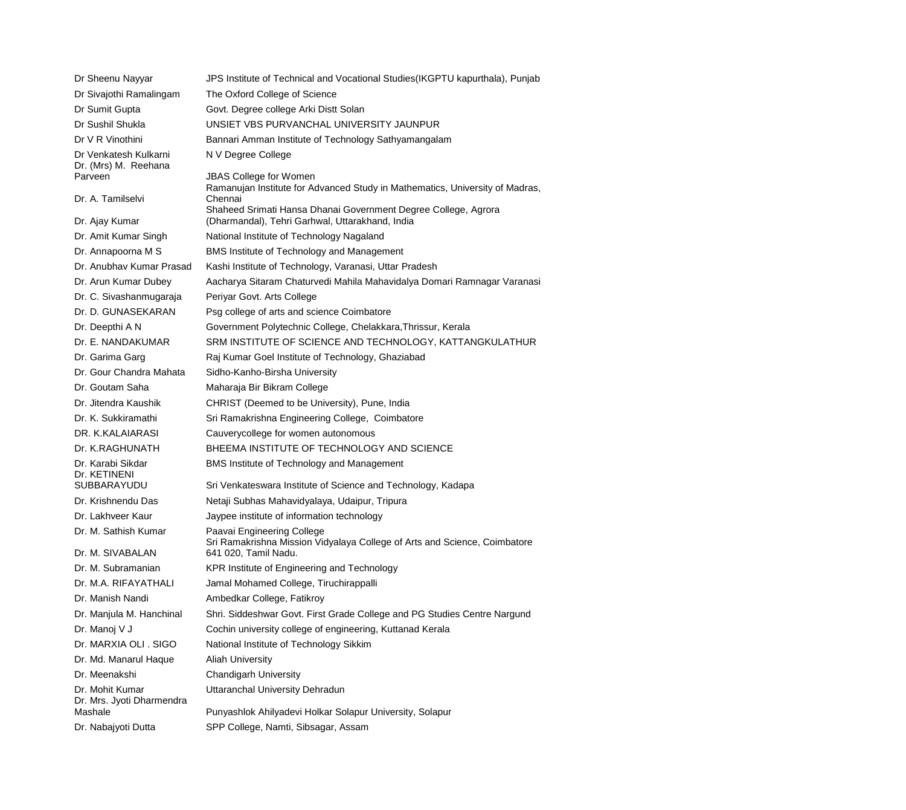| | |
|---|---|
| Dr Sheenu Nayyar | JPS Institute of Technical and Vocational Studies(IKGPTU kapurthala), Punjab |
| Dr Sivajothi Ramalingam | The Oxford College of Science |
| Dr Sumit Gupta | Govt. Degree college Arki Distt Solan |
| Dr Sushil Shukla | UNSIET VBS PURVANCHAL UNIVERSITY JAUNPUR |
| Dr V R Vinothini | Bannari Amman Institute of Technology Sathyamangalam |
| Dr Venkatesh Kulkarni | N V Degree College |
| Dr. (Mrs) M. Reehana Parveen | JBAS College for Women |
| Dr. A. Tamilselvi | Ramanujan Institute for Advanced Study in Mathematics, University of Madras, Chennai |
| Dr. Ajay Kumar | Shaheed Srimati Hansa Dhanai Government Degree College, Agrora (Dharmandal), Tehri Garhwal, Uttarakhand, India |
| Dr. Amit Kumar Singh | National Institute of Technology Nagaland |
| Dr. Annapoorna M S | BMS Institute of Technology and Management |
| Dr. Anubhav Kumar Prasad | Kashi Institute of Technology, Varanasi, Uttar Pradesh |
| Dr. Arun Kumar Dubey | Aacharya Sitaram Chaturvedi Mahila Mahavidalya Domari Ramnagar Varanasi |
| Dr. C. Sivashanmugaraja | Periyar Govt. Arts College |
| Dr. D. GUNASEKARAN | Psg college of arts and science Coimbatore |
| Dr. Deepthi A N | Government Polytechnic College, Chelakkara,Thrissur, Kerala |
| Dr. E. NANDAKUMAR | SRM INSTITUTE OF SCIENCE AND TECHNOLOGY, KATTANGKULATHUR |
| Dr. Garima Garg | Raj Kumar Goel Institute of Technology, Ghaziabad |
| Dr. Gour Chandra Mahata | Sidho-Kanho-Birsha University |
| Dr. Goutam Saha | Maharaja Bir Bikram College |
| Dr. Jitendra Kaushik | CHRIST (Deemed to be University), Pune, India |
| Dr. K. Sukkiramathi | Sri Ramakrishna Engineering College, Coimbatore |
| DR. K.KALAIARASI | Cauverycollege for women autonomous |
| Dr. K.RAGHUNATH | BHEEMA INSTITUTE OF TECHNOLOGY AND SCIENCE |
| Dr. Karabi Sikdar | BMS Institute of Technology and Management |
| Dr. KETINENI SUBBARAYUDU | Sri Venkateswara Institute of Science and Technology, Kadapa |
| Dr. Krishnendu Das | Netaji Subhas Mahavidyalaya, Udaipur, Tripura |
| Dr. Lakhveer Kaur | Jaypee institute of information technology |
| Dr. M. Sathish Kumar | Paavai Engineering College |
| Dr. M. SIVABALAN | Sri Ramakrishna Mission Vidyalaya College of Arts and Science, Coimbatore 641 020, Tamil Nadu. |
| Dr. M. Subramanian | KPR Institute of Engineering and Technology |
| Dr. M.A. RIFAYATHALI | Jamal Mohamed College, Tiruchirappalli |
| Dr. Manish Nandi | Ambedkar College, Fatikroy |
| Dr. Manjula M. Hanchinal | Shri. Siddeshwar Govt. First Grade College and PG Studies Centre Nargund |
| Dr. Manoj V J | Cochin university college of engineering, Kuttanad Kerala |
| Dr. MARXIA OLI . SIGO | National Institute of Technology Sikkim |
| Dr. Md. Manarul Haque | Aliah University |
| Dr. Meenakshi | Chandigarh University |
| Dr. Mohit Kumar | Uttaranchal University Dehradun |
| Dr. Mrs. Jyoti Dharmendra Mashale | Punyashlok Ahilyadevi Holkar Solapur University, Solapur |
| Dr. Nabajyoti Dutta | SPP College, Namti, Sibsagar, Assam |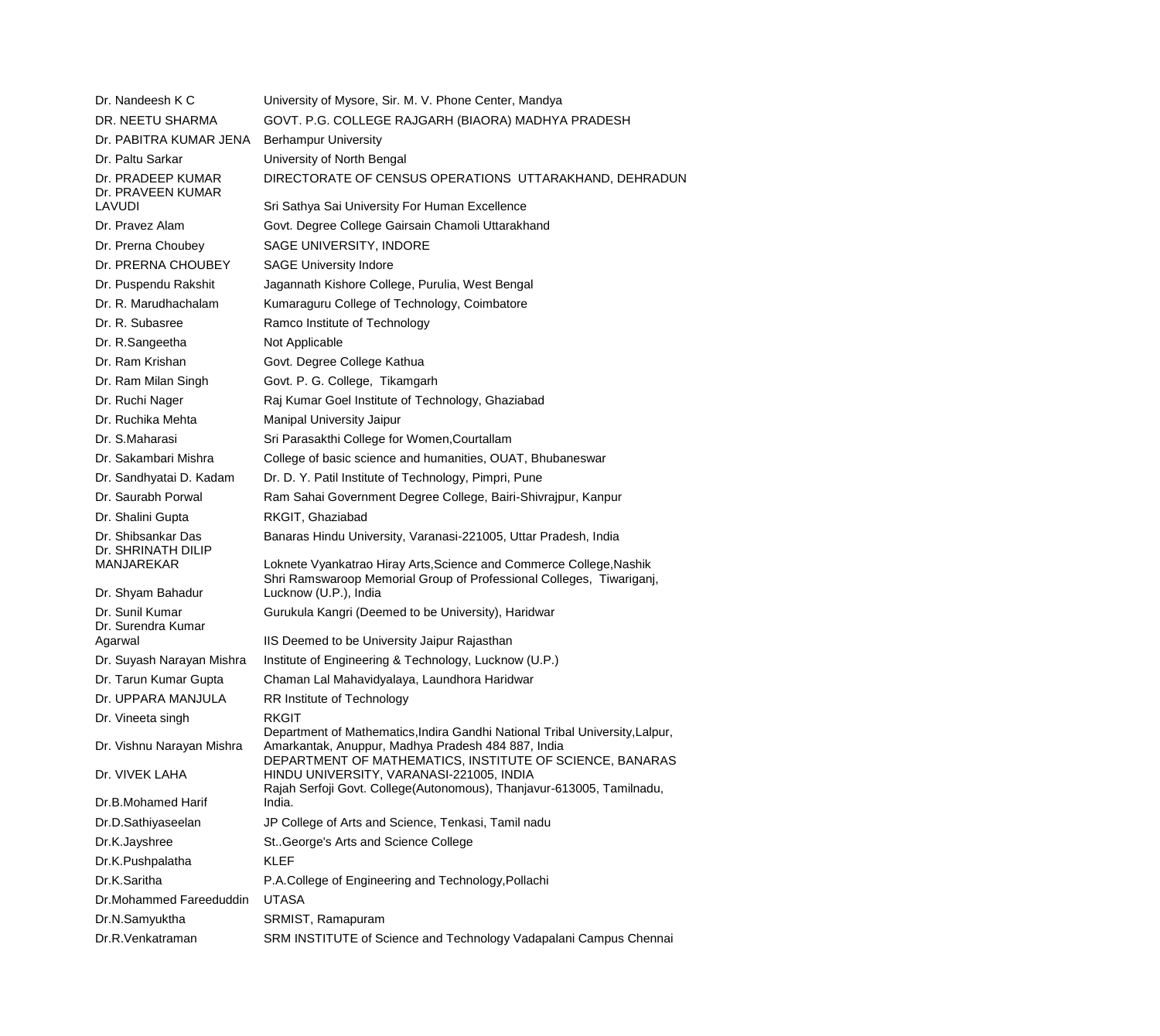| | |
|---|---|
| Dr. Nandeesh K C | University of Mysore, Sir. M. V. Phone Center, Mandya |
| DR. NEETU SHARMA | GOVT. P.G. COLLEGE RAJGARH (BIAORA) MADHYA PRADESH |
| Dr. PABITRA KUMAR JENA | Berhampur University |
| Dr. Paltu Sarkar | University of North Bengal |
| Dr. PRADEEP KUMAR | DIRECTORATE OF CENSUS OPERATIONS UTTARAKHAND, DEHRADUN |
| Dr. PRAVEEN KUMAR LAVUDI | Sri Sathya Sai University For Human Excellence |
| Dr. Pravez Alam | Govt. Degree College Gairsain Chamoli Uttarakhand |
| Dr. Prerna Choubey | SAGE UNIVERSITY, INDORE |
| Dr. PRERNA CHOUBEY | SAGE University Indore |
| Dr. Puspendu Rakshit | Jagannath Kishore College, Purulia, West Bengal |
| Dr. R. Marudhachalam | Kumaraguru College of Technology, Coimbatore |
| Dr. R. Subasree | Ramco Institute of Technology |
| Dr. R.Sangeetha | Not Applicable |
| Dr. Ram Krishan | Govt. Degree College Kathua |
| Dr. Ram Milan Singh | Govt. P. G. College, Tikamgarh |
| Dr. Ruchi Nager | Raj Kumar Goel Institute of Technology, Ghaziabad |
| Dr. Ruchika Mehta | Manipal University Jaipur |
| Dr. S.Maharasi | Sri Parasakthi College for Women,Courtallam |
| Dr. Sakambari Mishra | College of basic science and humanities, OUAT, Bhubaneswar |
| Dr. Sandhyatai D. Kadam | Dr. D. Y. Patil Institute of Technology, Pimpri, Pune |
| Dr. Saurabh Porwal | Ram Sahai Government Degree College, Bairi-Shivrajpur, Kanpur |
| Dr. Shalini Gupta | RKGIT, Ghaziabad |
| Dr. Shibsankar Das | Banaras Hindu University, Varanasi-221005, Uttar Pradesh, India |
| Dr. SHRINATH DILIP MANJAREKAR | Loknete Vyankatrao Hiray Arts,Science and Commerce College,Nashik |
| Dr. Shyam Bahadur | Shri Ramswaroop Memorial Group of Professional Colleges, Tiwariganj, Lucknow (U.P.), India |
| Dr. Sunil Kumar | Gurukula Kangri (Deemed to be University), Haridwar |
| Dr. Surendra Kumar Agarwal | IIS Deemed to be University Jaipur Rajasthan |
| Dr. Suyash Narayan Mishra | Institute of Engineering & Technology, Lucknow (U.P.) |
| Dr. Tarun Kumar Gupta | Chaman Lal Mahavidyalaya, Laundhora Haridwar |
| Dr. UPPARA MANJULA | RR Institute of Technology |
| Dr. Vineeta singh | RKGIT |
| Dr. Vishnu Narayan Mishra | Department of Mathematics,Indira Gandhi National Tribal University,Lalpur, Amarkantak, Anuppur, Madhya Pradesh 484 887, India |
| Dr. VIVEK LAHA | DEPARTMENT OF MATHEMATICS, INSTITUTE OF SCIENCE, BANARAS HINDU UNIVERSITY, VARANASI-221005, INDIA |
| Dr.B.Mohamed Harif | Rajah Serfoji Govt. College(Autonomous), Thanjavur-613005, Tamilnadu, India. |
| Dr.D.Sathiyaseelan | JP College of Arts and Science, Tenkasi, Tamil nadu |
| Dr.K.Jayshree | St..George's Arts and Science College |
| Dr.K.Pushpalatha | KLEF |
| Dr.K.Saritha | P.A.College of Engineering and Technology,Pollachi |
| Dr.Mohammed Fareeduddin | UTASA |
| Dr.N.Samyuktha | SRMIST, Ramapuram |
| Dr.R.Venkatraman | SRM INSTITUTE of Science and Technology Vadapalani Campus Chennai |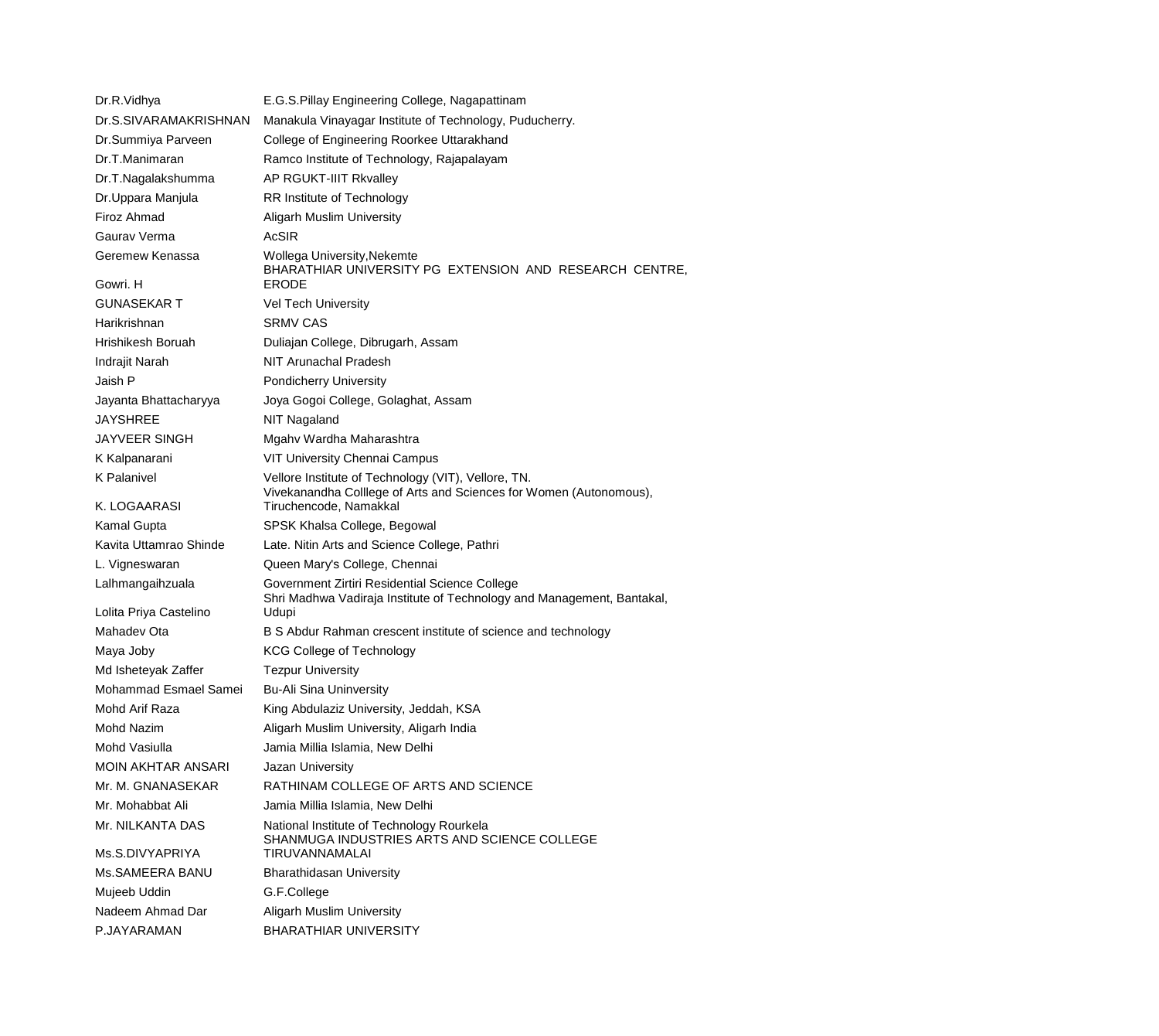| | |
|---|---|
| Dr.R.Vidhya | E.G.S.Pillay Engineering College, Nagapattinam |
| Dr.S.SIVARAMAKRISHNAN | Manakula Vinayagar Institute of Technology, Puducherry. |
| Dr.Summiya Parveen | College of Engineering Roorkee Uttarakhand |
| Dr.T.Manimaran | Ramco Institute of Technology, Rajapalayam |
| Dr.T.Nagalakshumma | AP RGUKT-IIIT Rkvalley |
| Dr.Uppara Manjula | RR Institute of Technology |
| Firoz Ahmad | Aligarh Muslim University |
| Gaurav Verma | AcSIR |
| Geremew Kenassa | Wollega University,Nekemte |
| Gowri. H | BHARATHIAR UNIVERSITY PG EXTENSION AND RESEARCH CENTRE, ERODE |
| GUNASEKAR T | Vel Tech University |
| Harikrishnan | SRMV CAS |
| Hrishikesh Boruah | Duliajan College, Dibrugarh, Assam |
| Indrajit Narah | NIT Arunachal Pradesh |
| Jaish P | Pondicherry University |
| Jayanta Bhattacharyya | Joya Gogoi College, Golaghat, Assam |
| JAYSHREE | NIT Nagaland |
| JAYVEER SINGH | Mgahv Wardha Maharashtra |
| K Kalpanarani | VIT University Chennai Campus |
| K Palanivel | Vellore Institute of Technology (VIT), Vellore, TN. |
| K. LOGAARASI | Vivekanandha Colllege of Arts and Sciences for Women (Autonomous), Tiruchencode, Namakkal |
| Kamal Gupta | SPSK Khalsa College, Begowal |
| Kavita Uttamrao Shinde | Late. Nitin Arts and Science College, Pathri |
| L. Vigneswaran | Queen Mary's College, Chennai |
| Lalhmangaihzuala | Government Zirtiri Residential Science College |
| Lolita Priya Castelino | Shri Madhwa Vadiraja Institute of Technology and Management, Bantakal, Udupi |
| Mahadev Ota | B S Abdur Rahman crescent institute of science and technology |
| Maya Joby | KCG College of Technology |
| Md Isheteyak Zaffer | Tezpur University |
| Mohammad Esmael Samei | Bu-Ali Sina Uninversity |
| Mohd Arif Raza | King Abdulaziz University, Jeddah, KSA |
| Mohd Nazim | Aligarh Muslim University, Aligarh India |
| Mohd Vasiulla | Jamia Millia Islamia, New Delhi |
| MOIN AKHTAR ANSARI | Jazan University |
| Mr. M. GNANASEKAR | RATHINAM COLLEGE OF ARTS AND SCIENCE |
| Mr. Mohabbat Ali | Jamia Millia Islamia, New Delhi |
| Mr. NILKANTA DAS | National Institute of Technology Rourkela |
| Ms.S.DIVYAPRIYA | SHANMUGA INDUSTRIES ARTS AND SCIENCE COLLEGE TIRUVANNAMALAI |
| Ms.SAMEERA BANU | Bharathidasan University |
| Mujeeb Uddin | G.F.College |
| Nadeem Ahmad Dar | Aligarh Muslim University |
| P.JAYARAMAN | BHARATHIAR UNIVERSITY |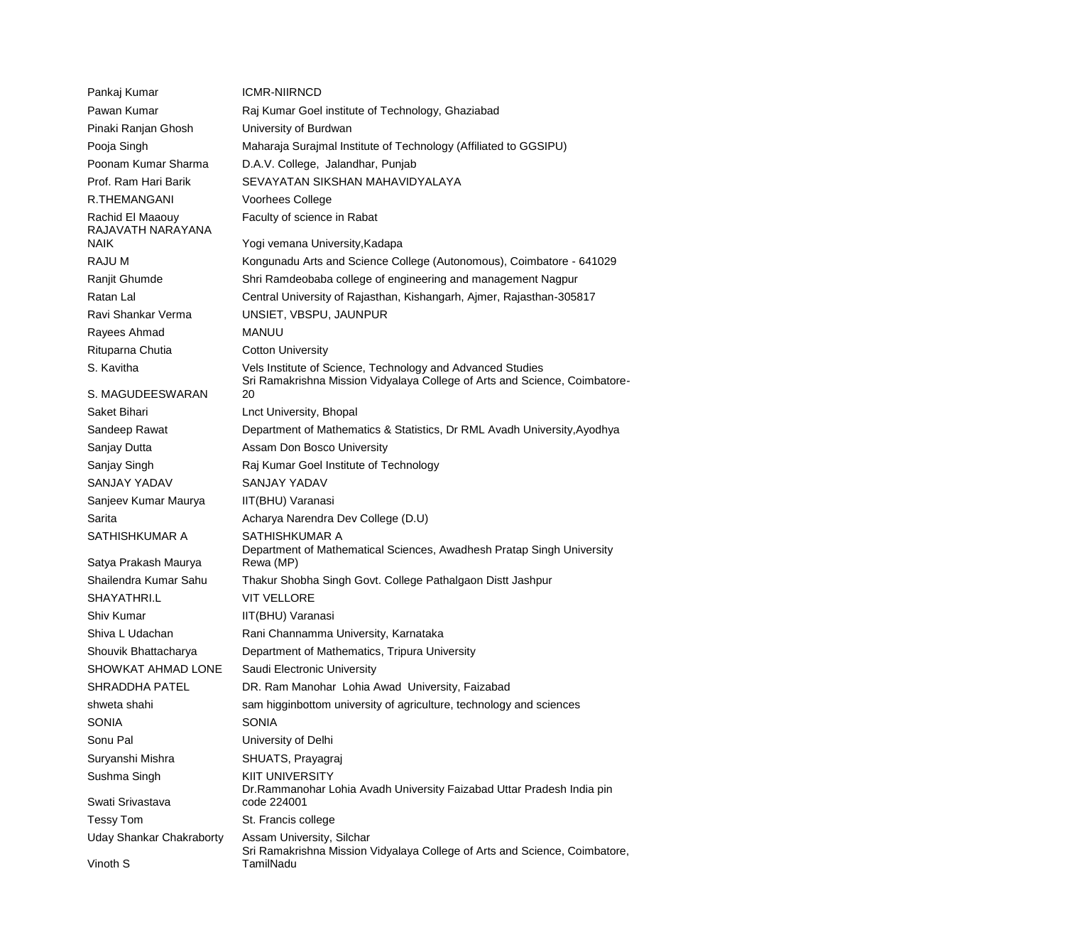| | |
|---|---|
| Pankaj Kumar | ICMR-NIIRNCD |
| Pawan Kumar | Raj Kumar Goel institute of Technology, Ghaziabad |
| Pinaki Ranjan Ghosh | University of Burdwan |
| Pooja Singh | Maharaja Surajmal Institute of Technology (Affiliated to GGSIPU) |
| Poonam Kumar Sharma | D.A.V. College, Jalandhar, Punjab |
| Prof. Ram Hari Barik | SEVAYATAN SIKSHAN MAHAVIDYALAYA |
| R.THEMANGANI | Voorhees College |
| Rachid El Maaouy | Faculty of science in Rabat |
| RAJAVATH NARAYANA NAIK | Yogi vemana University,Kadapa |
| RAJU M | Kongunadu Arts and Science College (Autonomous), Coimbatore - 641029 |
| Ranjit Ghumde | Shri Ramdeobaba college of engineering and management Nagpur |
| Ratan Lal | Central University of Rajasthan, Kishangarh, Ajmer, Rajasthan-305817 |
| Ravi Shankar Verma | UNSIET, VBSPU, JAUNPUR |
| Rayees Ahmad | MANUU |
| Rituparna Chutia | Cotton University |
| S. Kavitha | Vels Institute of Science, Technology and Advanced Studies |
| S. MAGUDEESWARAN | Sri Ramakrishna Mission Vidyalaya College of Arts and Science, Coimbatore-20 |
| Saket Bihari | Lnct University, Bhopal |
| Sandeep Rawat | Department of Mathematics & Statistics, Dr RML Avadh University,Ayodhya |
| Sanjay Dutta | Assam Don Bosco University |
| Sanjay Singh | Raj Kumar Goel Institute of Technology |
| SANJAY YADAV | SANJAY YADAV |
| Sanjeev Kumar Maurya | IIT(BHU) Varanasi |
| Sarita | Acharya Narendra Dev College (D.U) |
| SATHISHKUMAR A | SATHISHKUMAR A |
| Satya Prakash Maurya | Department of Mathematical Sciences, Awadhesh Pratap Singh University Rewa (MP) |
| Shailendra Kumar Sahu | Thakur Shobha Singh Govt. College Pathalgaon Distt Jashpur |
| SHAYATHRI.L | VIT VELLORE |
| Shiv Kumar | IIT(BHU) Varanasi |
| Shiva L Udachan | Rani Channamma University, Karnataka |
| Shouvik Bhattacharya | Department of Mathematics, Tripura University |
| SHOWKAT AHMAD LONE | Saudi Electronic University |
| SHRADDHA PATEL | DR. Ram Manohar Lohia Awad University, Faizabad |
| shweta shahi | sam higginbottom university of agriculture, technology and sciences |
| SONIA | SONIA |
| Sonu Pal | University of Delhi |
| Suryanshi Mishra | SHUATS, Prayagraj |
| Sushma Singh | KIIT UNIVERSITY |
| Swati Srivastava | Dr.Rammanohar Lohia Avadh University Faizabad Uttar Pradesh India pin code 224001 |
| Tessy Tom | St. Francis college |
| Uday Shankar Chakraborty | Assam University, Silchar |
| Vinoth S | Sri Ramakrishna Mission Vidyalaya College of Arts and Science, Coimbatore, TamilNadu |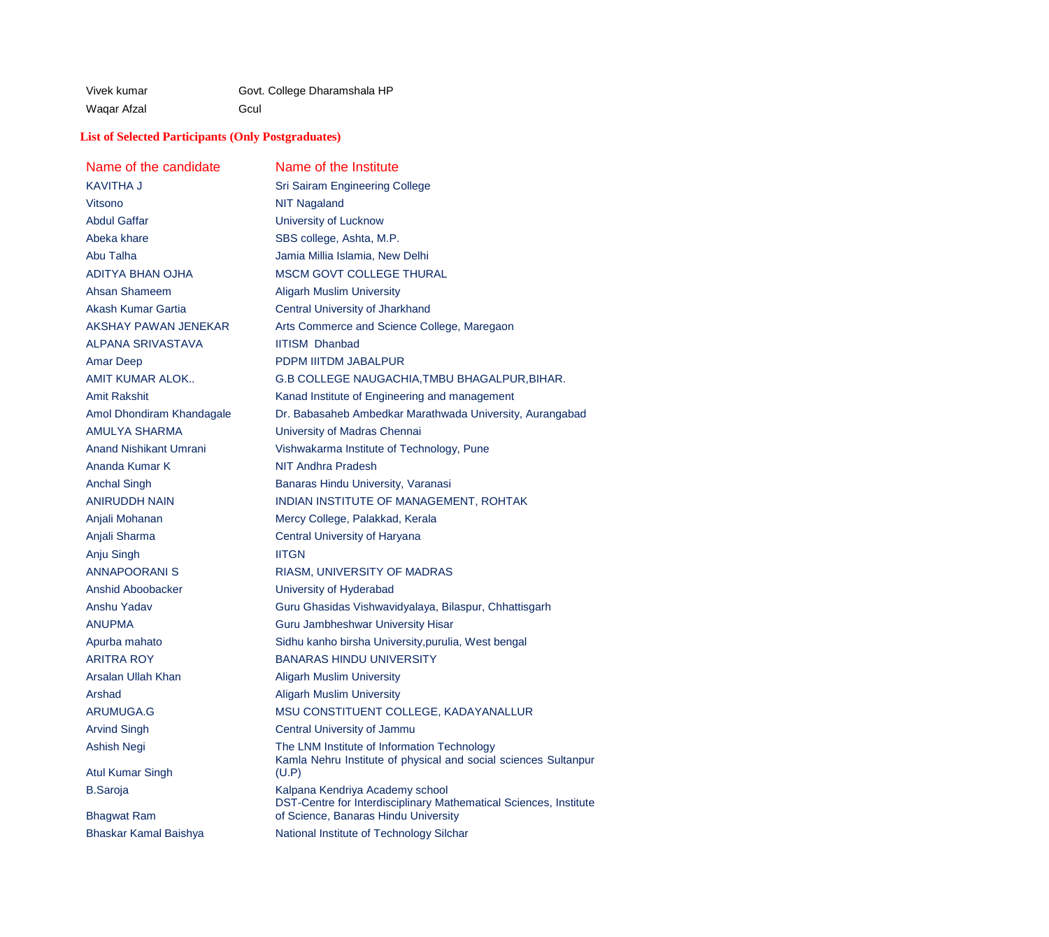| | |
|---|---|
| Vivek kumar | Govt. College Dharamshala HP |
| Waqar Afzal | Gcul |

**List of Selected Participants (Only Postgraduates)**

| Name of the candidate | Name of the Institute |
|---|---|
| KAVITHA J | Sri Sairam Engineering College |
| Vitsono | NIT Nagaland |
| Abdul Gaffar | University of Lucknow |
| Abeka khare | SBS college, Ashta, M.P. |
| Abu Talha | Jamia Millia Islamia, New Delhi |
| ADITYA BHAN OJHA | MSCM GOVT COLLEGE THURAL |
| Ahsan Shameem | Aligarh Muslim University |
| Akash Kumar Gartia | Central University of Jharkhand |
| AKSHAY PAWAN JENEKAR | Arts Commerce and Science College, Maregaon |
| ALPANA SRIVASTAVA | IITISM Dhanbad |
| Amar Deep | PDPM IIITDM JABALPUR |
| AMIT KUMAR ALOK.. | G.B COLLEGE NAUGACHIA,TMBU BHAGALPUR,BIHAR. |
| Amit Rakshit | Kanad Institute of Engineering and management |
| Amol Dhondiram Khandagale | Dr. Babasaheb Ambedkar Marathwada University, Aurangabad |
| AMULYA SHARMA | University of Madras Chennai |
| Anand Nishikant Umrani | Vishwakarma Institute of Technology, Pune |
| Ananda Kumar K | NIT Andhra Pradesh |
| Anchal Singh | Banaras Hindu University, Varanasi |
| ANIRUDDH NAIN | INDIAN INSTITUTE OF MANAGEMENT, ROHTAK |
| Anjali Mohanan | Mercy College, Palakkad, Kerala |
| Anjali Sharma | Central University of Haryana |
| Anju Singh | IITGN |
| ANNAPOORANI S | RIASM, UNIVERSITY OF MADRAS |
| Anshid Aboobacker | University of Hyderabad |
| Anshu Yadav | Guru Ghasidas Vishwavidyalaya, Bilaspur, Chhattisgarh |
| ANUPMA | Guru Jambheshwar University Hisar |
| Apurba mahato | Sidhu kanho birsha University,purulia, West bengal |
| ARITRA ROY | BANARAS HINDU UNIVERSITY |
| Arsalan Ullah Khan | Aligarh Muslim University |
| Arshad | Aligarh Muslim University |
| ARUMUGA.G | MSU CONSTITUENT COLLEGE, KADAYANALLUR |
| Arvind Singh | Central University of Jammu |
| Ashish Negi | The LNM Institute of Information Technology |
| Atul Kumar Singh | Kamla Nehru Institute of physical and social sciences Sultanpur (U.P) |
| B.Saroja | Kalpana Kendriya Academy school |
| Bhagwat Ram | DST-Centre for Interdisciplinary Mathematical Sciences, Institute of Science, Banaras Hindu University |
| Bhaskar Kamal Baishya | National Institute of Technology Silchar |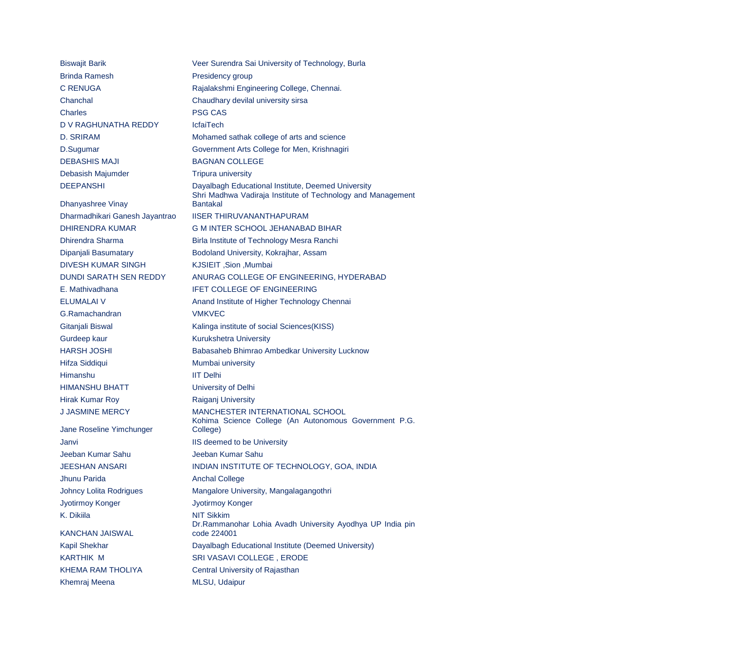| | |
|---|---|
| Biswajit Barik | Veer Surendra Sai University of Technology, Burla |
| Brinda Ramesh | Presidency group |
| C RENUGA | Rajalakshmi Engineering College, Chennai. |
| Chanchal | Chaudhary devilal university sirsa |
| Charles | PSG CAS |
| D V RAGHUNATHA REDDY | IcfaiTech |
| D. SRIRAM | Mohamed sathak college of arts and science |
| D.Sugumar | Government Arts College for Men, Krishnagiri |
| DEBASHIS MAJI | BAGNAN COLLEGE |
| Debasish Majumder | Tripura university |
| DEEPANSHI | Dayalbagh Educational Institute, Deemed University |
| Dhanyashree Vinay | Shri Madhwa Vadiraja Institute of Technology and Management Bantakal |
| Dharmadhikari Ganesh Jayantrao | IISER THIRUVANANTHAPURAM |
| DHIRENDRA KUMAR | G M INTER SCHOOL JEHANABAD BIHAR |
| Dhirendra Sharma | Birla Institute of Technology Mesra Ranchi |
| Dipanjali Basumatary | Bodoland University, Kokrajhar, Assam |
| DIVESH KUMAR SINGH | KJSIEIT ,Sion ,Mumbai |
| DUNDI SARATH SEN REDDY | ANURAG COLLEGE OF ENGINEERING, HYDERABAD |
| E. Mathivadhana | IFET COLLEGE OF ENGINEERING |
| ELUMALAI V | Anand Institute of Higher Technology Chennai |
| G.Ramachandran | VMKVEC |
| Gitanjali Biswal | Kalinga institute of social Sciences(KISS) |
| Gurdeep kaur | Kurukshetra University |
| HARSH JOSHI | Babasaheb Bhimrao Ambedkar University Lucknow |
| Hifza Siddiqui | Mumbai university |
| Himanshu | IIT Delhi |
| HIMANSHU BHATT | University of Delhi |
| Hirak Kumar Roy | Raiganj University |
| J JASMINE MERCY | MANCHESTER INTERNATIONAL SCHOOL |
| Jane Roseline Yimchunger | Kohima Science College (An Autonomous Government P.G. College) |
| Janvi | IIS deemed to be University |
| Jeeban Kumar Sahu | Jeeban Kumar Sahu |
| JEESHAN ANSARI | INDIAN INSTITUTE OF TECHNOLOGY, GOA, INDIA |
| Jhunu Parida | Anchal College |
| Johncy Lolita Rodrigues | Mangalore University, Mangalagangothri |
| Jyotirmoy Konger | Jyotirmoy Konger |
| K. Dikiila | NIT Sikkim |
| KANCHAN JAISWAL | Dr.Rammanohar Lohia Avadh University Ayodhya UP India pin code 224001 |
| Kapil Shekhar | Dayalbagh Educational Institute (Deemed University) |
| KARTHIK M | SRI VASAVI COLLEGE , ERODE |
| KHEMA RAM THOLIYA | Central University of Rajasthan |
| Khemraj Meena | MLSU, Udaipur |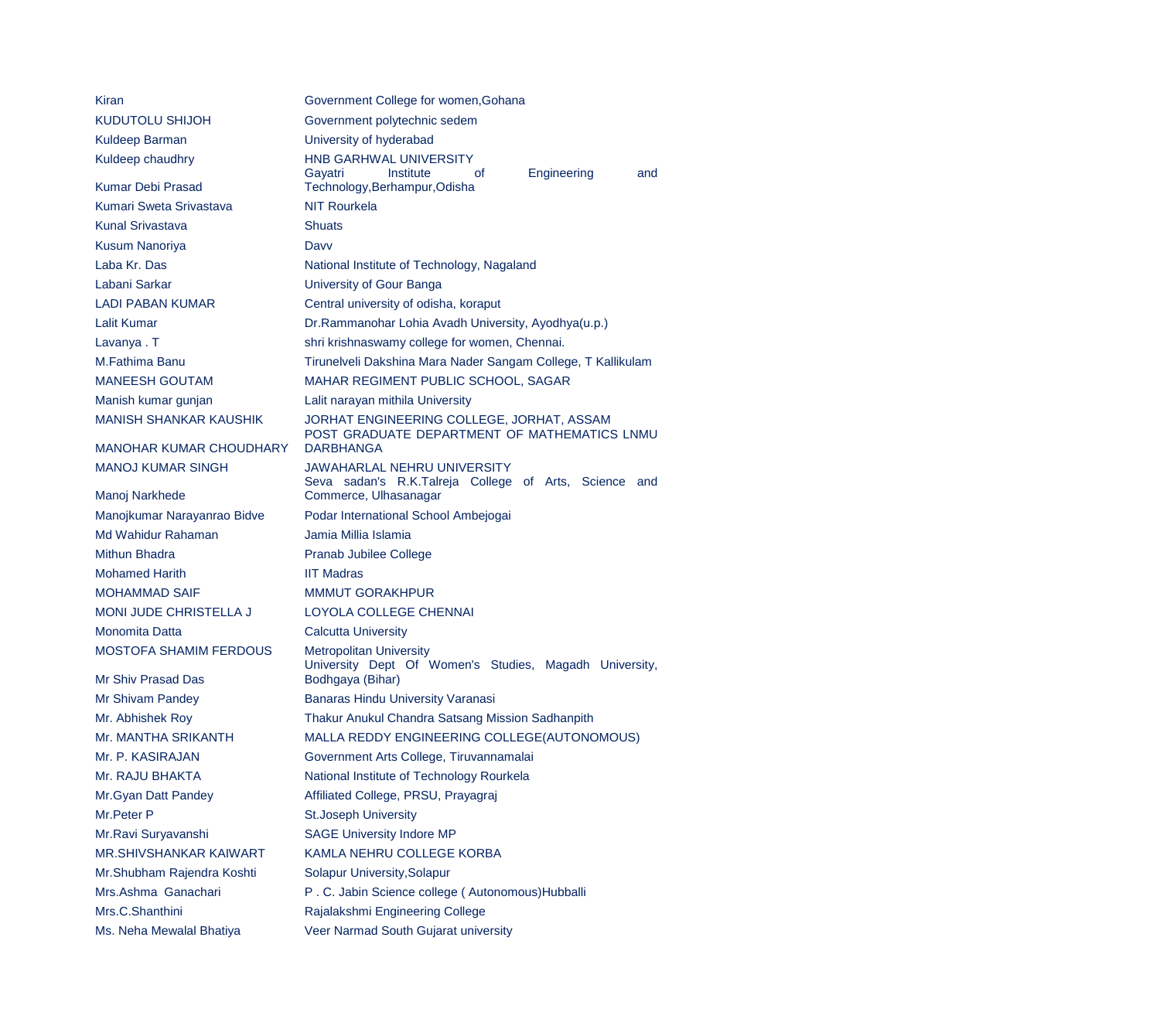| | |
|---|---|
| Kiran | Government College for women,Gohana |
| KUDUTOLU SHIJOH | Government polytechnic sedem |
| Kuldeep Barman | University of hyderabad |
| Kuldeep chaudhry | HNB GARHWAL UNIVERSITY |
| Kumar Debi Prasad | Gayatri Institute of Engineering and Technology,Berhampur,Odisha |
| Kumari Sweta Srivastava | NIT Rourkela |
| Kunal Srivastava | Shuats |
| Kusum Nanoriya | Davv |
| Laba Kr. Das | National Institute of Technology, Nagaland |
| Labani Sarkar | University of Gour Banga |
| LADI PABAN KUMAR | Central university of odisha, koraput |
| Lalit Kumar | Dr.Rammanohar Lohia Avadh University, Ayodhya(u.p.) |
| Lavanya . T | shri krishnaswamy college for women, Chennai. |
| M.Fathima Banu | Tirunelveli Dakshina Mara Nader Sangam College, T Kallikulam |
| MANEESH GOUTAM | MAHAR REGIMENT PUBLIC SCHOOL, SAGAR |
| Manish kumar gunjan | Lalit narayan mithila University |
| MANISH SHANKAR KAUSHIK | JORHAT ENGINEERING COLLEGE, JORHAT, ASSAM |
| MANOHAR KUMAR CHOUDHARY | POST GRADUATE DEPARTMENT OF MATHEMATICS LNMU DARBHANGA |
| MANOJ KUMAR SINGH | JAWAHARLAL NEHRU UNIVERSITY |
| Manoj Narkhede | Seva sadan's R.K.Talreja College of Arts, Science and Commerce, Ulhasanagar |
| Manojkumar Narayanrao Bidve | Podar International School Ambejogai |
| Md Wahidur Rahaman | Jamia Millia Islamia |
| Mithun Bhadra | Pranab Jubilee College |
| Mohamed Harith | IIT Madras |
| MOHAMMAD SAIF | MMMUT GORAKHPUR |
| MONI JUDE CHRISTELLA J | LOYOLA COLLEGE CHENNAI |
| Monomita Datta | Calcutta University |
| MOSTOFA SHAMIM FERDOUS | Metropolitan University |
| Mr Shiv Prasad Das | University Dept Of Women's Studies, Magadh University, Bodhgaya (Bihar) |
| Mr Shivam Pandey | Banaras Hindu University Varanasi |
| Mr. Abhishek Roy | Thakur Anukul Chandra Satsang Mission Sadhanpith |
| Mr. MANTHA SRIKANTH | MALLA REDDY ENGINEERING COLLEGE(AUTONOMOUS) |
| Mr. P. KASIRAJAN | Government Arts College, Tiruvannamalai |
| Mr. RAJU BHAKTA | National Institute of Technology Rourkela |
| Mr.Gyan Datt Pandey | Affiliated College, PRSU, Prayagraj |
| Mr.Peter P | St.Joseph University |
| Mr.Ravi Suryavanshi | SAGE University Indore MP |
| MR.SHIVSHANKAR KAIWART | KAMLA NEHRU COLLEGE KORBA |
| Mr.Shubham Rajendra Koshti | Solapur University,Solapur |
| Mrs.Ashma Ganachari | P . C. Jabin Science college ( Autonomous)Hubballi |
| Mrs.C.Shanthini | Rajalakshmi Engineering College |
| Ms. Neha Mewalal Bhatiya | Veer Narmad South Gujarat university |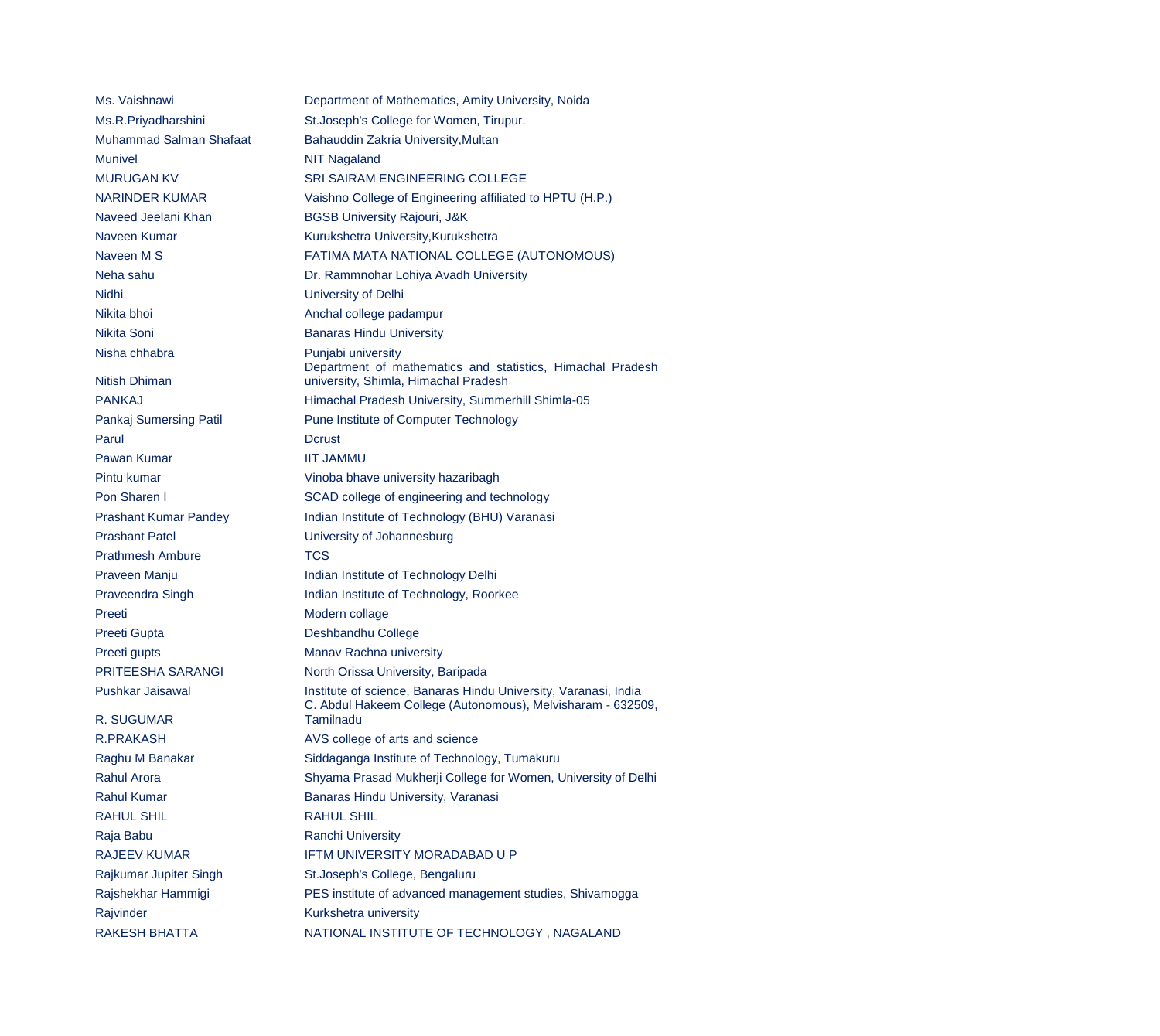| | |
|---|---|
| Ms. Vaishnawi | Department of Mathematics, Amity University, Noida |
| Ms.R.Priyadharshini | St.Joseph's College for Women, Tirupur. |
| Muhammad Salman Shafaat | Bahauddin Zakria University,Multan |
| Munivel | NIT Nagaland |
| MURUGAN KV | SRI SAIRAM ENGINEERING COLLEGE |
| NARINDER KUMAR | Vaishno College of Engineering affiliated to HPTU (H.P.) |
| Naveed Jeelani Khan | BGSB University Rajouri, J&K |
| Naveen Kumar | Kurukshetra University,Kurukshetra |
| Naveen M S | FATIMA MATA NATIONAL COLLEGE (AUTONOMOUS) |
| Neha sahu | Dr. Rammnohar Lohiya Avadh University |
| Nidhi | University of Delhi |
| Nikita bhoi | Anchal college padampur |
| Nikita Soni | Banaras Hindu University |
| Nisha chhabra | Punjabi university |
| Nitish Dhiman | Department of mathematics and statistics, Himachal Pradesh university, Shimla, Himachal Pradesh |
| PANKAJ | Himachal Pradesh University, Summerhill Shimla-05 |
| Pankaj Sumersing Patil | Pune Institute of Computer Technology |
| Parul | Dcrust |
| Pawan Kumar | IIT JAMMU |
| Pintu kumar | Vinoba bhave university hazaribagh |
| Pon Sharen I | SCAD college of engineering and technology |
| Prashant Kumar Pandey | Indian Institute of Technology (BHU) Varanasi |
| Prashant Patel | University of Johannesburg |
| Prathmesh Ambure | TCS |
| Praveen Manju | Indian Institute of Technology Delhi |
| Praveendra Singh | Indian Institute of Technology, Roorkee |
| Preeti | Modern collage |
| Preeti Gupta | Deshbandhu College |
| Preeti gupts | Manav Rachna university |
| PRITEESHA SARANGI | North Orissa University, Baripada |
| Pushkar Jaisawal | Institute of science, Banaras Hindu University, Varanasi, India |
| R. SUGUMAR | C. Abdul Hakeem College (Autonomous), Melvisharam - 632509, Tamilnadu |
| R.PRAKASH | AVS college of arts and science |
| Raghu M Banakar | Siddaganga Institute of Technology, Tumakuru |
| Rahul Arora | Shyama Prasad Mukherji College for Women, University of Delhi |
| Rahul Kumar | Banaras Hindu University, Varanasi |
| RAHUL SHIL | RAHUL SHIL |
| Raja Babu | Ranchi University |
| RAJEEV KUMAR | IFTM UNIVERSITY MORADABAD U P |
| Rajkumar Jupiter Singh | St.Joseph's College, Bengaluru |
| Rajshekhar Hammigi | PES institute of advanced management studies, Shivamogga |
| Rajvinder | Kurkshetra university |
| RAKESH BHATTA | NATIONAL INSTITUTE OF TECHNOLOGY , NAGALAND |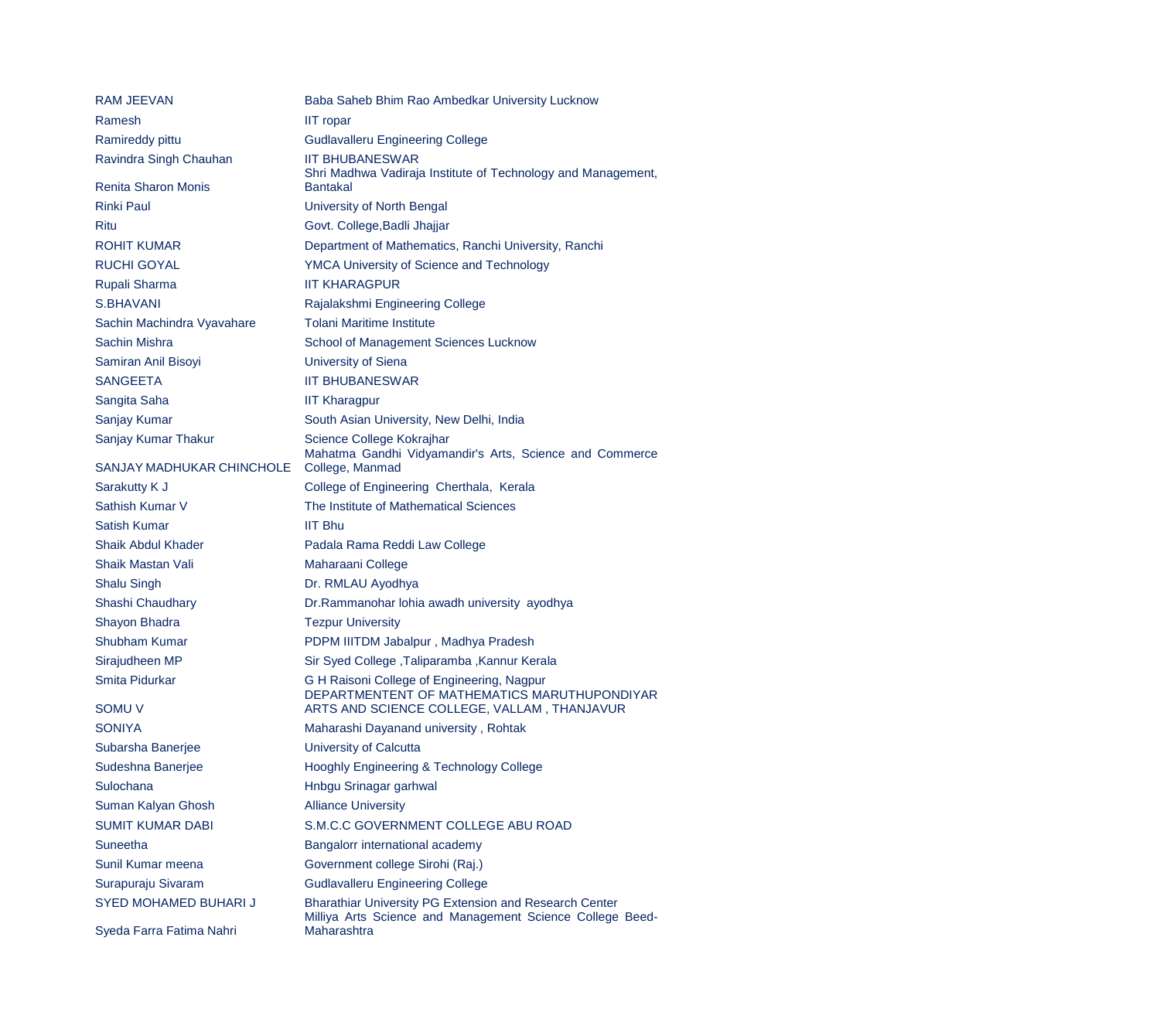| | |
|---|---|
| RAM JEEVAN | Baba Saheb Bhim Rao Ambedkar University Lucknow |
| Ramesh | IIT ropar |
| Ramireddy pittu | Gudlavalleru Engineering College |
| Ravindra Singh Chauhan | IIT BHUBANESWAR |
| Renita Sharon Monis | Shri Madhwa Vadiraja Institute of Technology and Management, Bantakal |
| Rinki Paul | University of North Bengal |
| Ritu | Govt. College,Badli Jhajjar |
| ROHIT KUMAR | Department of Mathematics, Ranchi University, Ranchi |
| RUCHI GOYAL | YMCA University of Science and Technology |
| Rupali Sharma | IIT KHARAGPUR |
| S.BHAVANI | Rajalakshmi Engineering College |
| Sachin Machindra Vyavahare | Tolani Maritime Institute |
| Sachin Mishra | School of Management Sciences Lucknow |
| Samiran Anil Bisoyi | University of Siena |
| SANGEETA | IIT BHUBANESWAR |
| Sangita Saha | IIT Kharagpur |
| Sanjay Kumar | South Asian University, New Delhi, India |
| Sanjay Kumar Thakur | Science College Kokrajhar |
| SANJAY MADHUKAR CHINCHOLE | Mahatma Gandhi Vidyamandir's Arts, Science and Commerce College, Manmad |
| Sarakutty K J | College of Engineering Cherthala, Kerala |
| Sathish Kumar V | The Institute of Mathematical Sciences |
| Satish Kumar | IIT Bhu |
| Shaik Abdul Khader | Padala Rama Reddi Law College |
| Shaik Mastan Vali | Maharaani College |
| Shalu Singh | Dr. RMLAU Ayodhya |
| Shashi Chaudhary | Dr.Rammanohar lohia awadh university ayodhya |
| Shayon Bhadra | Tezpur University |
| Shubham Kumar | PDPM IIITDM Jabalpur , Madhya Pradesh |
| Sirajudheen MP | Sir Syed College ,Taliparamba ,Kannur Kerala |
| Smita Pidurkar | G H Raisoni College of Engineering, Nagpur |
| SOMU V | DEPARTMENTENT OF MATHEMATICS MARUTHUPONDIYAR ARTS AND SCIENCE COLLEGE, VALLAM , THANJAVUR |
| SONIYA | Maharashi Dayanand university , Rohtak |
| Subarsha Banerjee | University of Calcutta |
| Sudeshna Banerjee | Hooghly Engineering & Technology College |
| Sulochana | Hnbgu Srinagar garhwal |
| Suman Kalyan Ghosh | Alliance University |
| SUMIT KUMAR DABI | S.M.C.C GOVERNMENT COLLEGE ABU ROAD |
| Suneetha | Bangalorr international academy |
| Sunil Kumar meena | Government college Sirohi (Raj.) |
| Surapuraju Sivaram | Gudlavalleru Engineering College |
| SYED MOHAMED BUHARI J | Bharathiar University PG Extension and Research Center |
| Syeda Farra Fatima Nahri | Milliya Arts Science and Management Science College Beed-Maharashtra |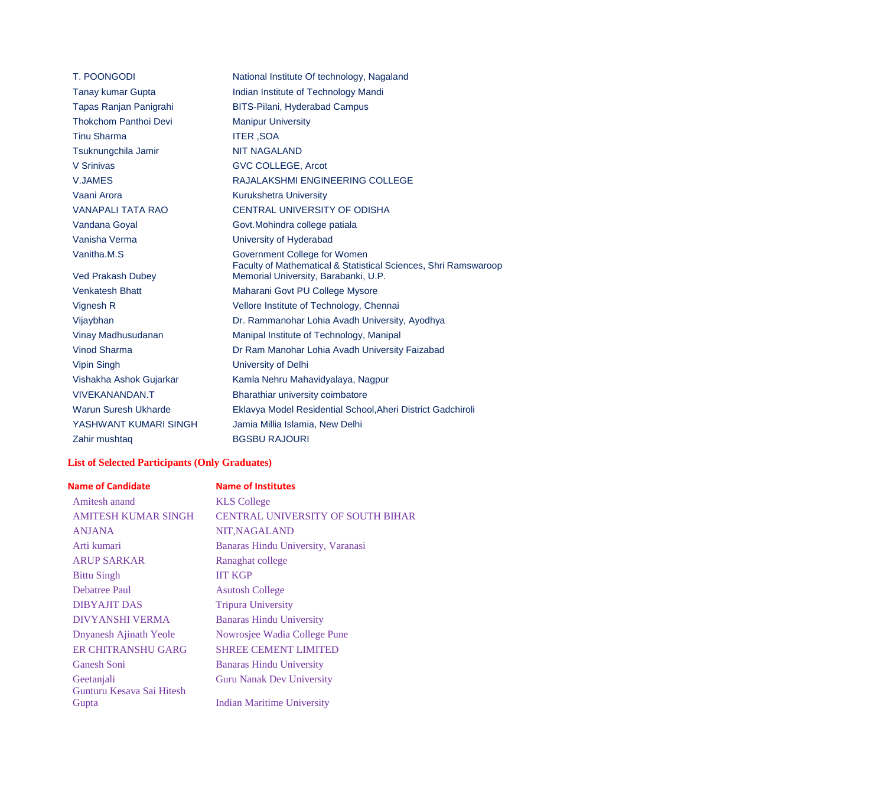| | |
|---|---|
| T. POONGODI | National Institute Of technology, Nagaland |
| Tanay kumar Gupta | Indian Institute of Technology Mandi |
| Tapas Ranjan Panigrahi | BITS-Pilani, Hyderabad Campus |
| Thokchom Panthoi Devi | Manipur University |
| Tinu Sharma | ITER ,SOA |
| Tsuknungchila Jamir | NIT NAGALAND |
| V Srinivas | GVC COLLEGE, Arcot |
| V.JAMES | RAJALAKSHMI ENGINEERING COLLEGE |
| Vaani Arora | Kurukshetra University |
| VANAPALI TATA RAO | CENTRAL UNIVERSITY OF ODISHA |
| Vandana Goyal | Govt.Mohindra college patiala |
| Vanisha Verma | University of Hyderabad |
| Vanitha.M.S | Government College for Women |
| Ved Prakash Dubey | Faculty of Mathematical & Statistical Sciences, Shri Ramswaroop Memorial University, Barabanki, U.P. |
| Venkatesh Bhatt | Maharani Govt PU College Mysore |
| Vignesh R | Vellore Institute of Technology, Chennai |
| Vijaybhan | Dr. Rammanohar Lohia Avadh University, Ayodhya |
| Vinay Madhusudanan | Manipal Institute of Technology, Manipal |
| Vinod Sharma | Dr Ram Manohar Lohia Avadh University Faizabad |
| Vipin Singh | University of Delhi |
| Vishakha Ashok Gujarkar | Kamla Nehru Mahavidyalaya, Nagpur |
| VIVEKANANDAN.T | Bharathiar university coimbatore |
| Warun Suresh Ukharde | Eklavya Model Residential School,Aheri District Gadchiroli |
| YASHWANT KUMARI SINGH | Jamia Millia Islamia, New Delhi |
| Zahir mushtaq | BGSBU RAJOURI |

**List of Selected Participants (Only Graduates)**

| Name of Candidate | Name of Institutes |
|---|---|
| Amitesh anand | KLS College |
| AMITESH KUMAR SINGH | CENTRAL UNIVERSITY OF SOUTH BIHAR |
| ANJANA | NIT,NAGALAND |
| Arti kumari | Banaras Hindu University, Varanasi |
| ARUP SARKAR | Ranaghat college |
| Bittu Singh | IIT KGP |
| Debatree Paul | Asutosh College |
| DIBYAJIT DAS | Tripura University |
| DIVYANSHI VERMA | Banaras Hindu University |
| Dnyanesh Ajinath Yeole | Nowrosjee Wadia College Pune |
| ER CHITRANSHU GARG | SHREE CEMENT LIMITED |
| Ganesh Soni | Banaras Hindu University |
| Geetanjali | Guru Nanak Dev University |
| Gunturu Kesava Sai Hitesh Gupta | Indian Maritime University |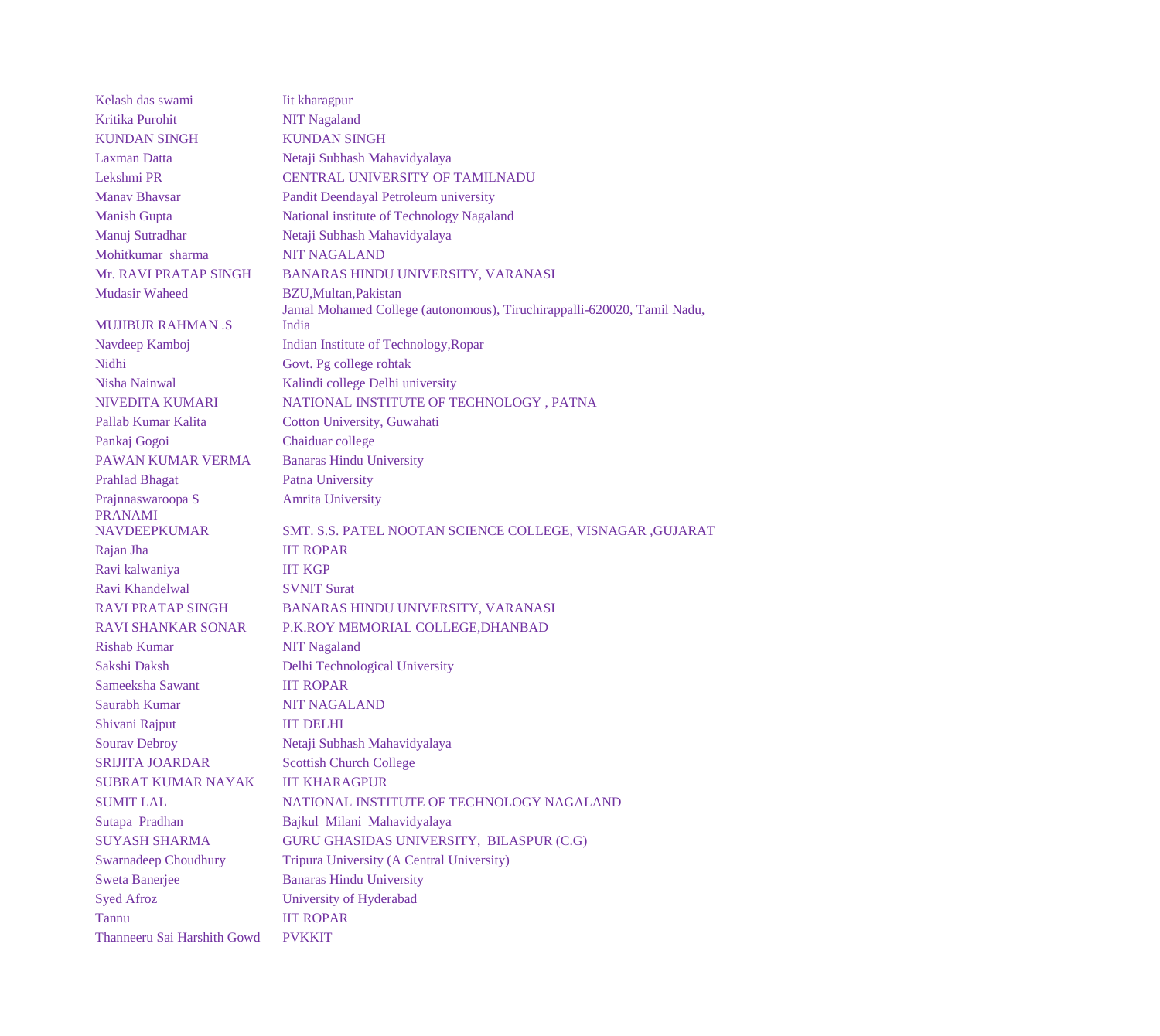| | |
|---|---|
| Kelash das swami | Iit kharagpur |
| Kritika Purohit | NIT Nagaland |
| KUNDAN SINGH | KUNDAN SINGH |
| Laxman Datta | Netaji Subhash Mahavidyalaya |
| Lekshmi PR | CENTRAL UNIVERSITY OF TAMILNADU |
| Manav Bhavsar | Pandit Deendayal Petroleum university |
| Manish Gupta | National institute of Technology Nagaland |
| Manuj Sutradhar | Netaji Subhash Mahavidyalaya |
| Mohitkumar sharma | NIT NAGALAND |
| Mr. RAVI PRATAP SINGH | BANARAS HINDU UNIVERSITY, VARANASI |
| Mudasir Waheed | BZU,Multan,Pakistan |
| MUJIBUR RAHMAN .S | Jamal Mohamed College (autonomous), Tiruchirappalli-620020, Tamil Nadu, India |
| Navdeep Kamboj | Indian Institute of Technology,Ropar |
| Nidhi | Govt. Pg college rohtak |
| Nisha Nainwal | Kalindi college Delhi university |
| NIVEDITA KUMARI | NATIONAL INSTITUTE OF TECHNOLOGY , PATNA |
| Pallab Kumar Kalita | Cotton University, Guwahati |
| Pankaj Gogoi | Chaiduar college |
| PAWAN KUMAR VERMA | Banaras Hindu University |
| Prahlad Bhagat | Patna University |
| Prajnnaswaroopa S | Amrita University |
| PRANAMI NAVDEEPKUMAR | SMT. S.S. PATEL NOOTAN SCIENCE COLLEGE, VISNAGAR ,GUJARAT |
| Rajan Jha | IIT ROPAR |
| Ravi kalwaniya | IIT KGP |
| Ravi Khandelwal | SVNIT Surat |
| RAVI PRATAP SINGH | BANARAS HINDU UNIVERSITY, VARANASI |
| RAVI SHANKAR SONAR | P.K.ROY MEMORIAL COLLEGE,DHANBAD |
| Rishab Kumar | NIT Nagaland |
| Sakshi Daksh | Delhi Technological University |
| Sameeksha Sawant | IIT ROPAR |
| Saurabh Kumar | NIT NAGALAND |
| Shivani Rajput | IIT DELHI |
| Sourav Debroy | Netaji Subhash Mahavidyalaya |
| SRIJITA JOARDAR | Scottish Church College |
| SUBRAT KUMAR NAYAK | IIT KHARAGPUR |
| SUMIT LAL | NATIONAL INSTITUTE OF TECHNOLOGY NAGALAND |
| Sutapa Pradhan | Bajkul Milani Mahavidyalaya |
| SUYASH SHARMA | GURU GHASIDAS UNIVERSITY, BILASPUR (C.G) |
| Swarnadeep Choudhury | Tripura University (A Central University) |
| Sweta Banerjee | Banaras Hindu University |
| Syed Afroz | University of Hyderabad |
| Tannu | IIT ROPAR |
| Thanneeru Sai Harshith Gowd | PVKKIT |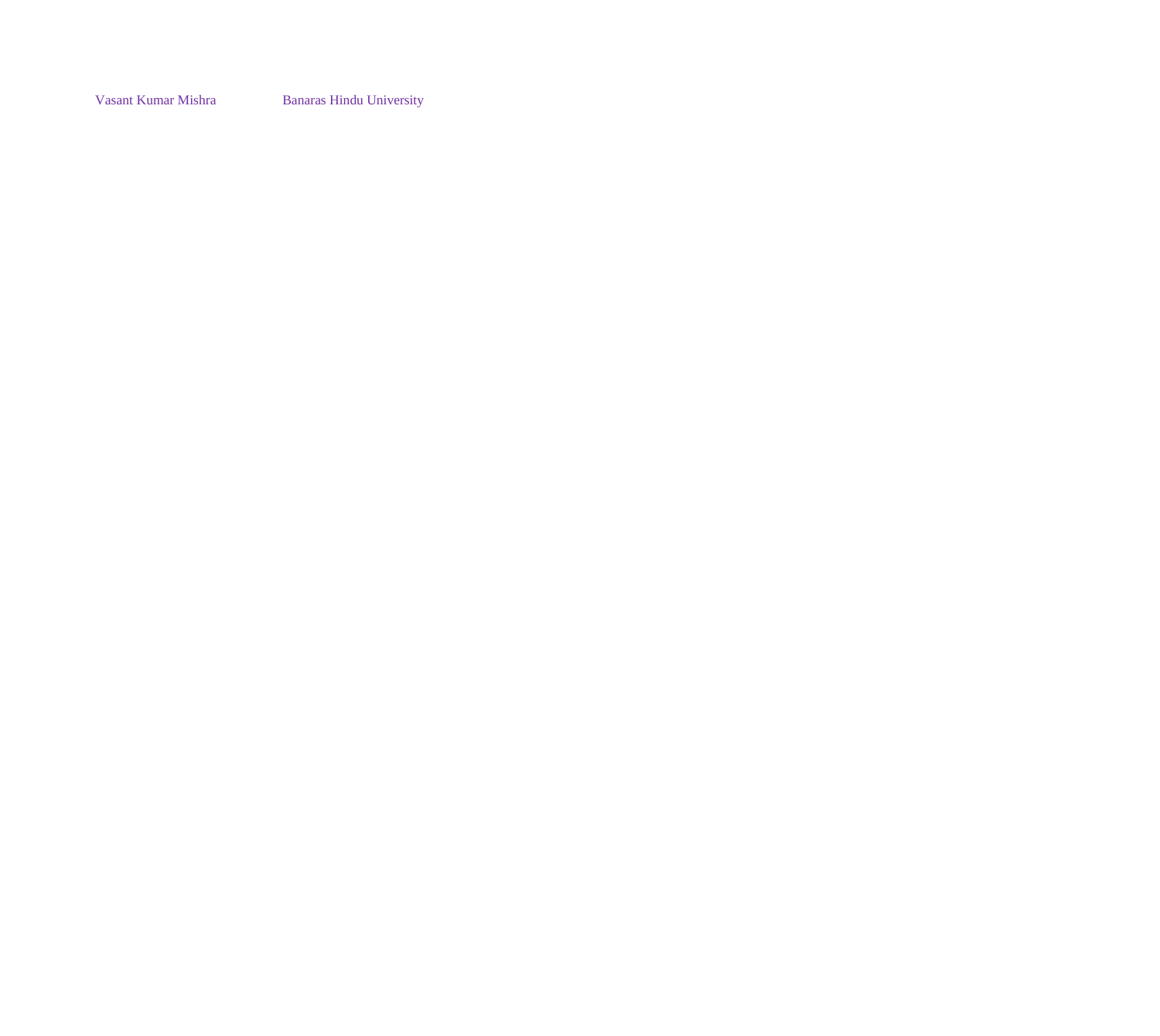Vasant Kumar Mishra Banaras Hindu University